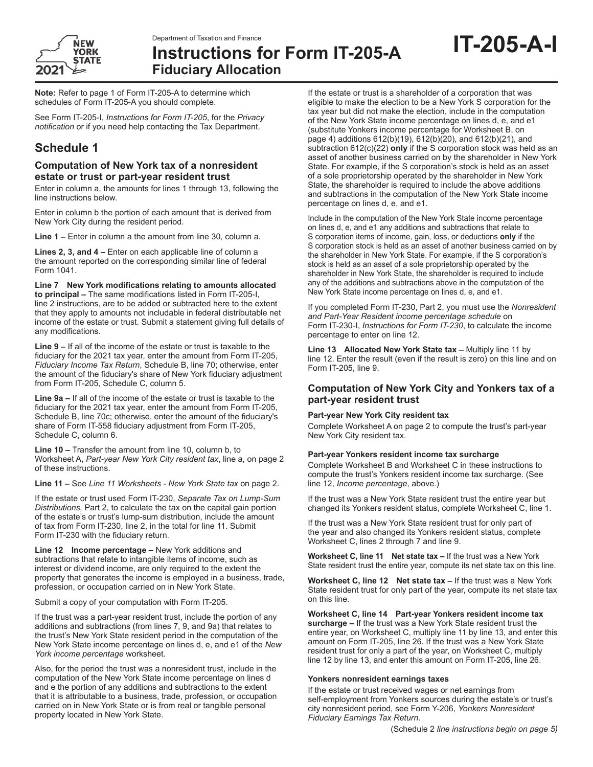Department of Taxation and Finance

# Instructions for Form IT-205-A Fiduciary Allocation

**IT-205-A-I**

**Note:** Refer to page 1 of Form IT-205-A to determine which schedules of Form IT-205-A you should complete.

See Form IT-205-I, *Instructions for Form IT-205*, for the *Privacy notification* or if you need help contacting the Tax Department.

## Schedule 1

### Computation of New York tax of a nonresident estate or trust or part-year resident trust

Enter in column a, the amounts for lines 1 through 13, following the line instructions below.

Enter in column b the portion of each amount that is derived from New York City during the resident period.

**Line 1 –** Enter in column a the amount from line 30, column a.

**Lines 2, 3, and 4 –** Enter on each applicable line of column a the amount reported on the corresponding similar line of federal Form 1041.

**Line 7 New York modifications relating to amounts allocated to principal –** The same modifications listed in Form IT-205-I, line 2 instructions, are to be added or subtracted here to the extent that they apply to amounts not includable in federal distributable net income of the estate or trust. Submit a statement giving full details of any modifications.

**Line 9 –** If all of the income of the estate or trust is taxable to the fiduciary for the 2021 tax year, enter the amount from Form IT-205, *Fiduciary Income Tax Return*, Schedule B, line 70; otherwise, enter the amount of the fiduciary's share of New York fiduciary adjustment from Form IT-205, Schedule C, column 5.

**Line 9a –** If all of the income of the estate or trust is taxable to the fiduciary for the 2021 tax year, enter the amount from Form IT-205, Schedule B, line 70c; otherwise, enter the amount of the fiduciary's share of Form IT-558 fiduciary adjustment from Form IT-205, Schedule C, column 6.

**Line 10 –** Transfer the amount from line 10, column b, to Worksheet A, *Part-year New York City resident tax*, line a, on page 2 of these instructions.

**Line 11 –** See *Line 11 Worksheets - New York State tax* on page 2.

If the estate or trust used Form IT-230, *Separate Tax on Lump-Sum Distributions,* Part 2, to calculate the tax on the capital gain portion of the estate's or trust's lump-sum distribution, include the amount of tax from Form IT-230, line 2, in the total for line 11. Submit Form IT-230 with the fiduciary return.

**Line 12 Income percentage –** New York additions and subtractions that relate to intangible items of income, such as interest or dividend income, are only required to the extent the property that generates the income is employed in a business, trade, profession, or occupation carried on in New York State.

Submit a copy of your computation with Form IT-205.

If the trust was a part-year resident trust, include the portion of any additions and subtractions (from lines 7, 9, and 9a) that relates to the trust's New York State resident period in the computation of the New York State income percentage on lines d, e, and e1 of the *New York income percentage* worksheet.

Also, for the period the trust was a nonresident trust, include in the computation of the New York State income percentage on lines d and e the portion of any additions and subtractions to the extent that it is attributable to a business, trade, profession, or occupation carried on in New York State or is from real or tangible personal property located in New York State.

If the estate or trust is a shareholder of a corporation that was eligible to make the election to be a New York S corporation for the tax year but did not make the election, include in the computation of the New York State income percentage on lines d, e, and e1 (substitute Yonkers income percentage for Worksheet B, on page 4) additions 612(b)(19), 612(b)(20), and 612(b)(21), and subtraction 612(c)(22) **only** if the S corporation stock was held as an asset of another business carried on by the shareholder in New York State. For example, if the S corporation's stock is held as an asset of a sole proprietorship operated by the shareholder in New York State, the shareholder is required to include the above additions and subtractions in the computation of the New York State income percentage on lines d, e, and e1.

Include in the computation of the New York State income percentage on lines d, e, and e1 any additions and subtractions that relate to S corporation items of income, gain, loss, or deductions **only** if the S corporation stock is held as an asset of another business carried on by the shareholder in New York State. For example, if the S corporation's stock is held as an asset of a sole proprietorship operated by the shareholder in New York State, the shareholder is required to include any of the additions and subtractions above in the computation of the New York State income percentage on lines d, e, and e1.

If you completed Form IT-230, Part 2, you must use the *Nonresident and Part-Year Resident income percentage schedule* on Form IT-230-I, *Instructions for Form IT-230*, to calculate the income percentage to enter on line 12.

**Line 13 Allocated New York State tax –** Multiply line 11 by line 12. Enter the result (even if the result is zero) on this line and on Form IT-205, line 9.

### Computation of New York City and Yonkers tax of a part-year resident trust

#### Part-year New York City resident tax

Complete Worksheet A on page 2 to compute the trust's part-year New York City resident tax.

#### Part-year Yonkers resident income tax surcharge

Complete Worksheet B and Worksheet C in these instructions to compute the trust's Yonkers resident income tax surcharge. (See line 12, *Income percentage*, above.)

If the trust was a New York State resident trust the entire year but changed its Yonkers resident status, complete Worksheet C, line 1.

If the trust was a New York State resident trust for only part of the year and also changed its Yonkers resident status, complete Worksheet C, lines 2 through 7 and line 9.

**Worksheet C, line 11 Net state tax –** If the trust was a New York State resident trust the entire year, compute its net state tax on this line.

**Worksheet C, line 12 Net state tax –** If the trust was a New York State resident trust for only part of the year, compute its net state tax on this line.

**Worksheet C, line 14 Part-year Yonkers resident income tax surcharge –** If the trust was a New York State resident trust the entire year, on Worksheet C, multiply line 11 by line 13, and enter this amount on Form IT-205, line 26. If the trust was a New York State resident trust for only a part of the year, on Worksheet C, multiply line 12 by line 13, and enter this amount on Form IT-205, line 26.

#### Yonkers nonresident earnings taxes

If the estate or trust received wages or net earnings from self-employment from Yonkers sources during the estate's or trust's city nonresident period, see Form Y-206, *Yonkers Nonresident Fiduciary Earnings Tax Return*.

(Schedule 2 *line instructions begin on page 5)*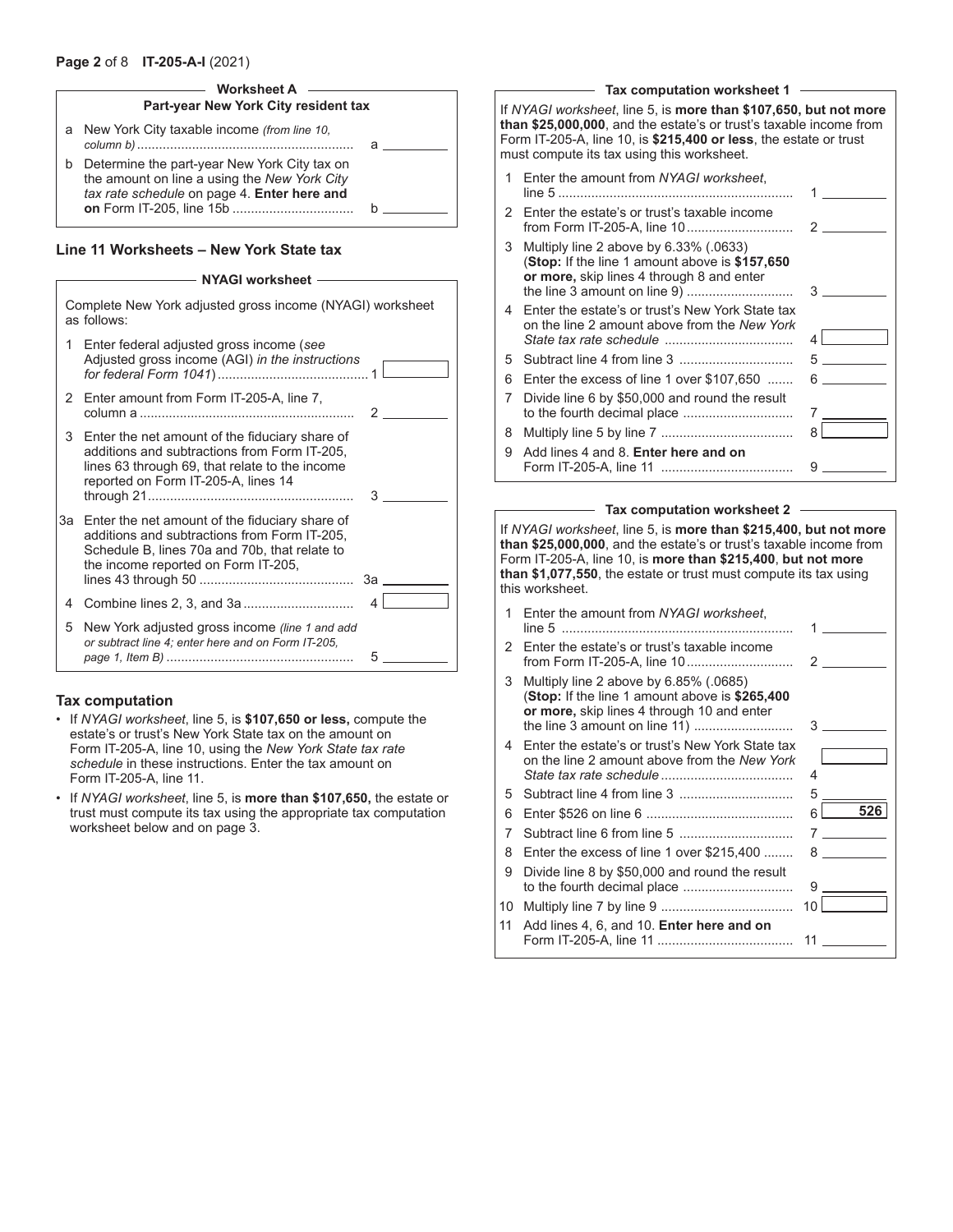### Worksheet A

#### Part-year New York City resident tax

| | | | |
|---|---|---|---|
| a | New York City taxable income *(from line 10, column b)* | a | |
| b | Determine the part-year New York City tax on the amount on line a using the *New York City tax rate schedule* on page 4. **Enter here and on** Form IT-205, line 15b | b | |

## Line 11 Worksheets – New York State tax

### NYAGI worksheet

Complete New York adjusted gross income (NYAGI) worksheet as follows:

| | | | |
|---|---|---|---|
| 1 | Enter federal adjusted gross income (*see* Adjusted gross income (AGI) *in the instructions for federal Form 1041*) | 1 | |
| 2 | Enter amount from Form IT-205-A, line 7, column a | 2 | |
| 3 | Enter the net amount of the fiduciary share of additions and subtractions from Form IT-205, lines 63 through 69, that relate to the income reported on Form IT-205-A, lines 14 through 21 | 3 | |
| 3a | Enter the net amount of the fiduciary share of additions and subtractions from Form IT-205, Schedule B, lines 70a and 70b, that relate to the income reported on Form IT-205, lines 43 through 50 | 3a | |
| 4 | Combine lines 2, 3, and 3a | 4 | |
| 5 | New York adjusted gross income *(line 1 and add or subtract line 4; enter here and on Form IT-205, page 1, Item B)* | 5 | |

### Tax computation

- If *NYAGI worksheet*, line 5, is **$107,650 or less,** compute the estate's or trust's New York State tax on the amount on Form IT-205-A, line 10, using the *New York State tax rate schedule* in these instructions. Enter the tax amount on Form IT-205-A, line 11.
- If *NYAGI worksheet*, line 5, is **more than $107,650,** the estate or trust must compute its tax using the appropriate tax computation worksheet below and on page 3.

### Tax computation worksheet 1

If *NYAGI worksheet*, line 5, is **more than $107,650, but not more than $25,000,000**, and the estate's or trust's taxable income from Form IT-205-A, line 10, is **$215,400 or less**, the estate or trust must compute its tax using this worksheet.

| | | | |
|---|---|---|---|
| 1 | Enter the amount from *NYAGI worksheet*, line 5 | 1 | |
| 2 | Enter the estate's or trust's taxable income from Form IT-205-A, line 10 | 2 | |
| 3 | Multiply line 2 above by 6.33% (.0633) (**Stop:** If the line 1 amount above is **$157,650 or more,** skip lines 4 through 8 and enter the line 3 amount on line 9) | 3 | |
| 4 | Enter the estate's or trust's New York State tax on the line 2 amount above from the *New York State tax rate schedule* | 4 | |
| 5 | Subtract line 4 from line 3 | 5 | |
| 6 | Enter the excess of line 1 over $107,650 | 6 | |
| 7 | Divide line 6 by $50,000 and round the result to the fourth decimal place | 7 | |
| 8 | Multiply line 5 by line 7 | 8 | |
| 9 | Add lines 4 and 8. **Enter here and on** Form IT-205-A, line 11 | 9 | |

### Tax computation worksheet 2

If *NYAGI worksheet*, line 5, is **more than $215,400, but not more than $25,000,000**, and the estate's or trust's taxable income from Form IT-205-A, line 10, is **more than $215,400**, **but not more than $1,077,550**, the estate or trust must compute its tax using this worksheet.

| | | | |
|---|---|---|---|
| 1 | Enter the amount from *NYAGI worksheet*, line 5 | 1 | |
| 2 | Enter the estate's or trust's taxable income from Form IT-205-A, line 10 | 2 | |
| 3 | Multiply line 2 above by 6.85% (.0685) (**Stop:** If the line 1 amount above is **$265,400 or more,** skip lines 4 through 10 and enter the line 3 amount on line 11) | 3 | |
| 4 | Enter the estate's or trust's New York State tax on the line 2 amount above from the *New York State tax rate schedule* | 4 | |
| 5 | Subtract line 4 from line 3 | 5 | |
| 6 | Enter $526 on line 6 | 6 | 526 |
| 7 | Subtract line 6 from line 5 | 7 | |
| 8 | Enter the excess of line 1 over $215,400 | 8 | |
| 9 | Divide line 8 by $50,000 and round the result to the fourth decimal place | 9 | |
| 10 | Multiply line 7 by line 9 | 10 | |
| 11 | Add lines 4, 6, and 10. **Enter here and on** Form IT-205-A, line 11 | 11 | |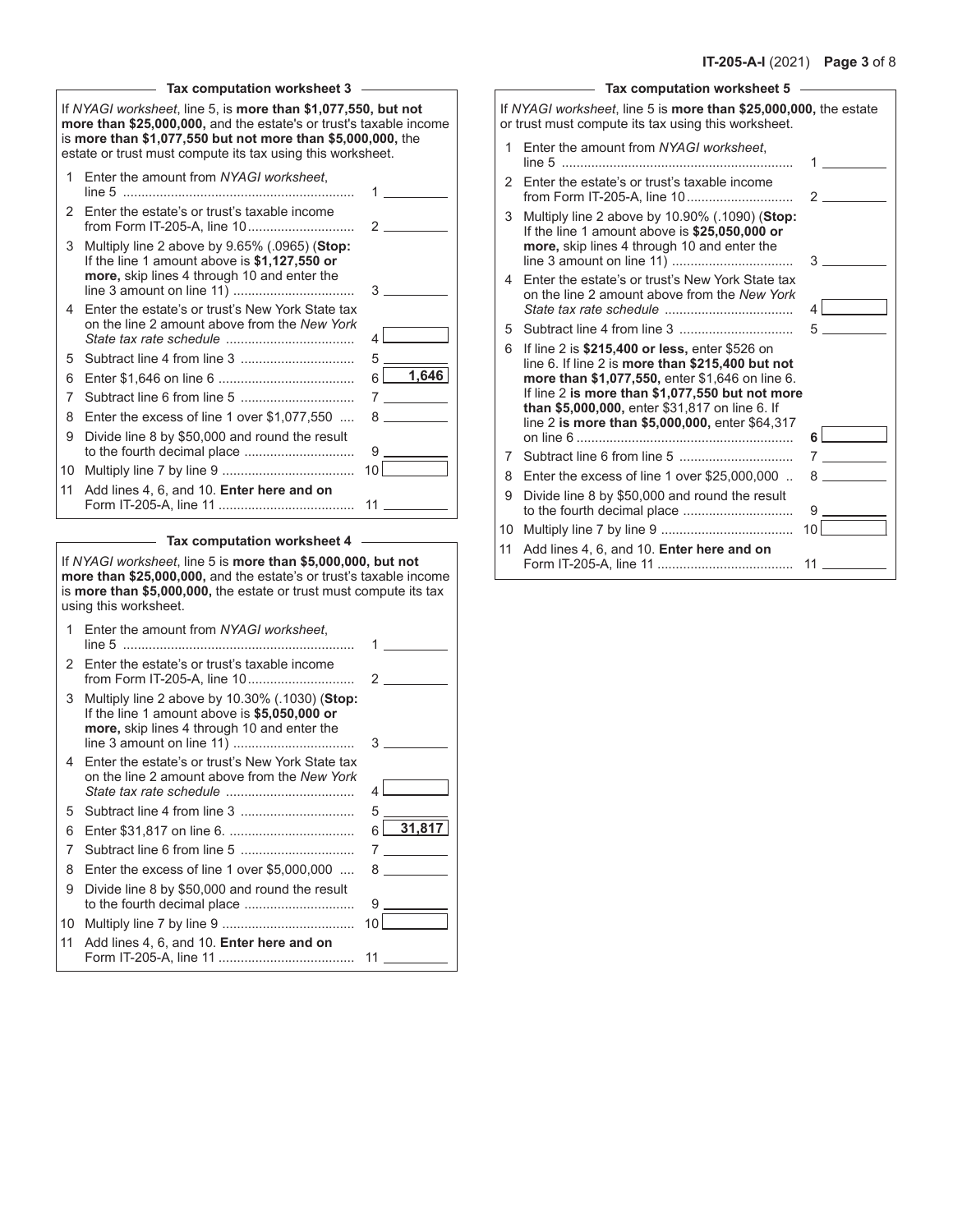## Tax computation worksheet 3

If *NYAGI worksheet*, line 5, is **more than $1,077,550, but not more than $25,000,000,** and the estate's or trust's taxable income is **more than $1,077,550 but not more than $5,000,000,** the estate or trust must compute its tax using this worksheet.

| | | | |
|---|---|---|---|
| 1 | Enter the amount from *NYAGI worksheet*, line 5 | 1 | |
| 2 | Enter the estate's or trust's taxable income from Form IT-205-A, line 10 | 2 | |
| 3 | Multiply line 2 above by 9.65% (.0965) (**Stop:** If the line 1 amount above is **$1,127,550 or more,** skip lines 4 through 10 and enter the line 3 amount on line 11) | 3 | |
| 4 | Enter the estate's or trust's New York State tax on the line 2 amount above from the *New York State tax rate schedule* | 4 | |
| 5 | Subtract line 4 from line 3 | 5 | |
| 6 | Enter $1,646 on line 6 | 6 | 1,646 |
| 7 | Subtract line 6 from line 5 | 7 | |
| 8 | Enter the excess of line 1 over $1,077,550 | 8 | |
| 9 | Divide line 8 by $50,000 and round the result to the fourth decimal place | 9 | |
| 10 | Multiply line 7 by line 9 | 10 | |
| 11 | Add lines 4, 6, and 10. **Enter here and on** Form IT-205-A, line 11 | 11 | |

## Tax computation worksheet 4

If *NYAGI worksheet*, line 5 is **more than $5,000,000, but not more than $25,000,000,** and the estate's or trust's taxable income is **more than $5,000,000,** the estate or trust must compute its tax using this worksheet.

| | | | |
|---|---|---|---|
| 1 | Enter the amount from *NYAGI worksheet*, line 5 | 1 | |
| 2 | Enter the estate's or trust's taxable income from Form IT-205-A, line 10 | 2 | |
| 3 | Multiply line 2 above by 10.30% (.1030) (**Stop:** If the line 1 amount above is **$5,050,000 or more,** skip lines 4 through 10 and enter the line 3 amount on line 11) | 3 | |
| 4 | Enter the estate's or trust's New York State tax on the line 2 amount above from the *New York State tax rate schedule* | 4 | |
| 5 | Subtract line 4 from line 3 | 5 | |
| 6 | Enter $31,817 on line 6. | 6 | 31,817 |
| 7 | Subtract line 6 from line 5 | 7 | |
| 8 | Enter the excess of line 1 over $5,000,000 | 8 | |
| 9 | Divide line 8 by $50,000 and round the result to the fourth decimal place | 9 | |
| 10 | Multiply line 7 by line 9 | 10 | |
| 11 | Add lines 4, 6, and 10. **Enter here and on** Form IT-205-A, line 11 | 11 | |

## Tax computation worksheet 5

If *NYAGI worksheet*, line 5 is **more than $25,000,000,** the estate or trust must compute its tax using this worksheet.

| | | | |
|---|---|---|---|
| 1 | Enter the amount from *NYAGI worksheet*, line 5 | 1 | |
| 2 | Enter the estate's or trust's taxable income from Form IT-205-A, line 10 | 2 | |
| 3 | Multiply line 2 above by 10.90% (.1090) (**Stop:** If the line 1 amount above is **$25,050,000 or more,** skip lines 4 through 10 and enter the line 3 amount on line 11) | 3 | |
| 4 | Enter the estate's or trust's New York State tax on the line 2 amount above from the *New York State tax rate schedule* | 4 | |
| 5 | Subtract line 4 from line 3 | 5 | |
| 6 | If line 2 is **$215,400 or less,** enter $526 on line 6. If line 2 is **more than $215,400 but not more than $1,077,550,** enter $1,646 on line 6. If line 2 **is more than $1,077,550 but not more than $5,000,000,** enter $31,817 on line 6. If line 2 **is more than $5,000,000,** enter $64,317 on line 6 | 6 | |
| 7 | Subtract line 6 from line 5 | 7 | |
| 8 | Enter the excess of line 1 over $25,000,000 | 8 | |
| 9 | Divide line 8 by $50,000 and round the result to the fourth decimal place | 9 | |
| 10 | Multiply line 7 by line 9 | 10 | |
| 11 | Add lines 4, 6, and 10. **Enter here and on** Form IT-205-A, line 11 | 11 | |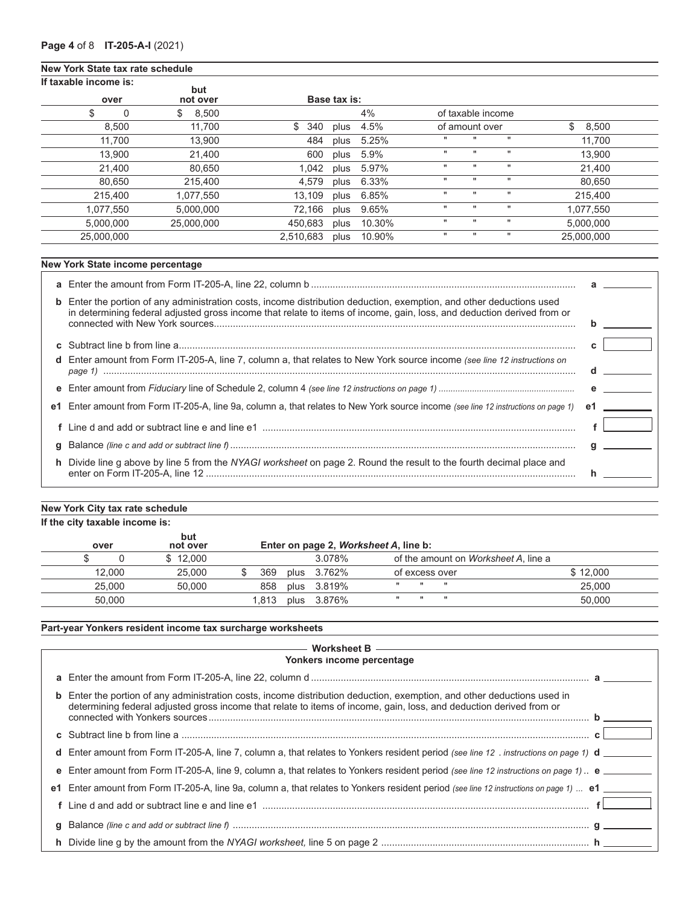## New York State tax rate schedule

**If taxable income is:**

| over | but not over | Base tax is: | | | | |
|---|---|---|---|---|---|---|
| $ 0 | $ 8,500 | | | 4% | of taxable income | |
| 8,500 | 11,700 | $ 340 | plus | 4.5% | of amount over | $ 8,500 |
| 11,700 | 13,900 | 484 | plus | 5.25% | " " " | 11,700 |
| 13,900 | 21,400 | 600 | plus | 5.9% | " " " | 13,900 |
| 21,400 | 80,650 | 1,042 | plus | 5.97% | " " " | 21,400 |
| 80,650 | 215,400 | 4,579 | plus | 6.33% | " " " | 80,650 |
| 215,400 | 1,077,550 | 13,109 | plus | 6.85% | " " " | 215,400 |
| 1,077,550 | 5,000,000 | 72,166 | plus | 9.65% | " " " | 1,077,550 |
| 5,000,000 | 25,000,000 | 450,683 | plus | 10.30% | " " " | 5,000,000 |
| 25,000,000 | | 2,510,683 | plus | 10.90% | " " " | 25,000,000 |

## New York State income percentage

**a** Enter the amount from Form IT-205-A, line 22, column b ..... **a** ______

**b** Enter the portion of any administration costs, income distribution deduction, exemption, and other deductions used in determining federal adjusted gross income that relate to items of income, gain, loss, and deduction derived from or connected with New York sources ..... **b** ______

**c** Subtract line b from line a ..... **c** ______

**d** Enter amount from Form IT-205-A, line 7, column a, that relates to New York source income *(see line 12 instructions on page 1)* ..... **d** ______

**e** Enter amount from *Fiduciary* line of Schedule 2, column 4 *(see line 12 instructions on page 1)* ..... **e** ______

**e1** Enter amount from Form IT-205-A, line 9a, column a, that relates to New York source income *(see line 12 instructions on page 1)* **e1** ______

**f** Line d and add or subtract line e and line e1 ..... **f** ______

**g** Balance *(line c and add or subtract line f)* ..... **g** ______

**h** Divide line g above by line 5 from the *NYAGI worksheet* on page 2. Round the result to the fourth decimal place and enter on Form IT-205-A, line 12 ..... **h** ______

## New York City tax rate schedule

**If the city taxable income is:**

| over | but not over | Enter on page 2, *Worksheet A*, line b: | | | | |
|---|---|---|---|---|---|---|
| $ 0 | $ 12,000 | | | 3.078% | of the amount on *Worksheet A*, line a | |
| 12,000 | 25,000 | $ 369 | plus | 3.762% | of excess over | $ 12,000 |
| 25,000 | 50,000 | 858 | plus | 3.819% | " " " | 25,000 |
| 50,000 | | 1,813 | plus | 3.876% | " " " | 50,000 |

## Part-year Yonkers resident income tax surcharge worksheets

### Worksheet B
### Yonkers income percentage

**a** Enter the amount from Form IT-205-A, line 22, column d ..... **a** ______

**b** Enter the portion of any administration costs, income distribution deduction, exemption, and other deductions used in determining federal adjusted gross income that relate to items of income, gain, loss, and deduction derived from or connected with Yonkers sources ..... **b** ______

**c** Subtract line b from line a ..... **c** ______

**d** Enter amount from Form IT-205-A, line 7, column a, that relates to Yonkers resident period *(see line 12 . instructions on page 1)* **d** ______

**e** Enter amount from Form IT-205-A, line 9, column a, that relates to Yonkers resident period *(see line 12 instructions on page 1)* .. **e** ______

**e1** Enter amount from Form IT-205-A, line 9a, column a, that relates to Yonkers resident period *(see line 12 instructions on page 1)* ... **e1** ______

**f** Line d and add or subtract line e and line e1 ..... **f** ______

**g** Balance *(line c and add or subtract line f)* ..... **g** ______

**h** Divide line g by the amount from the *NYAGI worksheet,* line 5 on page 2 ..... **h** ______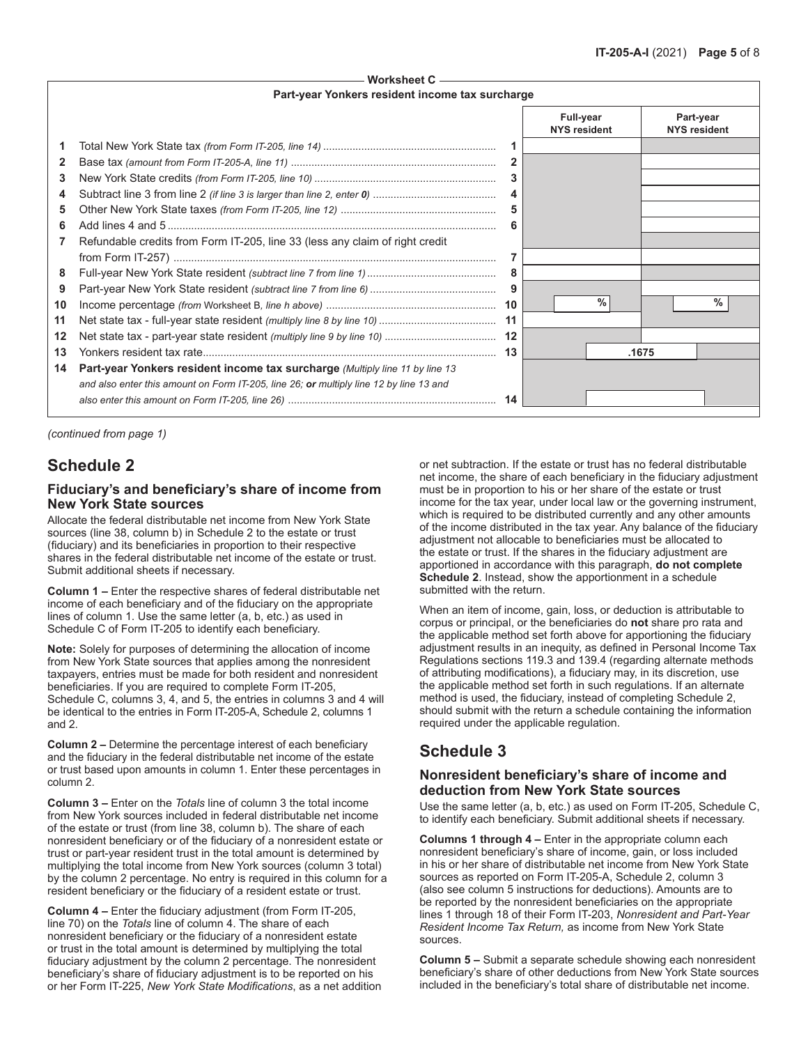## Worksheet C

### Part-year Yonkers resident income tax surcharge

| | | | Full-year NYS resident | Part-year NYS resident |
|---|---|---|---|---|
| 1 | Total New York State tax *(from Form IT-205, line 14)* | 1 | | |
| 2 | Base tax *(amount from Form IT-205-A, line 11)* | 2 | | |
| 3 | New York State credits *(from Form IT-205, line 10)* | 3 | | |
| 4 | Subtract line 3 from line 2 *(if line 3 is larger than line 2, enter 0)* | 4 | | |
| 5 | Other New York State taxes *(from Form IT-205, line 12)* | 5 | | |
| 6 | Add lines 4 and 5 | 6 | | |
| 7 | Refundable credits from Form IT-205, line 33 (less any claim of right credit from Form IT-257) | 7 | | |
| 8 | Full-year New York State resident *(subtract line 7 from line 1)* | 8 | | |
| 9 | Part-year New York State resident *(subtract line 7 from line 6)* | 9 | | |
| 10 | Income percentage *(from Worksheet B, line h above)* | 10 | % | % |
| 11 | Net state tax - full-year state resident *(multiply line 8 by line 10)* | 11 | | |
| 12 | Net state tax - part-year state resident *(multiply line 9 by line 10)* | 12 | | |
| 13 | Yonkers resident tax rate | 13 | .1675 | |
| 14 | **Part-year Yonkers resident income tax surcharge** *(Multiply line 11 by line 13 and also enter this amount on Form IT-205, line 26;* ***or*** *multiply line 12 by line 13 and also enter this amount on Form IT-205, line 26)* | 14 | | |

*(continued from page 1)*

## Schedule 2

### Fiduciary's and beneficiary's share of income from New York State sources

Allocate the federal distributable net income from New York State sources (line 38, column b) in Schedule 2 to the estate or trust (fiduciary) and its beneficiaries in proportion to their respective shares in the federal distributable net income of the estate or trust. Submit additional sheets if necessary.

**Column 1 –** Enter the respective shares of federal distributable net income of each beneficiary and of the fiduciary on the appropriate lines of column 1. Use the same letter (a, b, etc.) as used in Schedule C of Form IT-205 to identify each beneficiary.

**Note:** Solely for purposes of determining the allocation of income from New York State sources that applies among the nonresident taxpayers, entries must be made for both resident and nonresident beneficiaries. If you are required to complete Form IT-205, Schedule C, columns 3, 4, and 5, the entries in columns 3 and 4 will be identical to the entries in Form IT-205-A, Schedule 2, columns 1 and 2.

**Column 2 –** Determine the percentage interest of each beneficiary and the fiduciary in the federal distributable net income of the estate or trust based upon amounts in column 1. Enter these percentages in column 2.

**Column 3 –** Enter on the *Totals* line of column 3 the total income from New York sources included in federal distributable net income of the estate or trust (from line 38, column b). The share of each nonresident beneficiary or of the fiduciary of a nonresident estate or trust or part-year resident trust in the total amount is determined by multiplying the total income from New York sources (column 3 total) by the column 2 percentage. No entry is required in this column for a resident beneficiary or the fiduciary of a resident estate or trust.

**Column 4 –** Enter the fiduciary adjustment (from Form IT-205, line 70) on the *Totals* line of column 4. The share of each nonresident beneficiary or the fiduciary of a nonresident estate or trust in the total amount is determined by multiplying the total fiduciary adjustment by the column 2 percentage. The nonresident beneficiary's share of fiduciary adjustment is to be reported on his or her Form IT-225, *New York State Modifications*, as a net addition or net subtraction. If the estate or trust has no federal distributable net income, the share of each beneficiary in the fiduciary adjustment must be in proportion to his or her share of the estate or trust income for the tax year, under local law or the governing instrument, which is required to be distributed currently and any other amounts of the income distributed in the tax year. Any balance of the fiduciary adjustment not allocable to beneficiaries must be allocated to the estate or trust. If the shares in the fiduciary adjustment are apportioned in accordance with this paragraph, **do not complete Schedule 2**. Instead, show the apportionment in a schedule submitted with the return.

When an item of income, gain, loss, or deduction is attributable to corpus or principal, or the beneficiaries do **not** share pro rata and the applicable method set forth above for apportioning the fiduciary adjustment results in an inequity, as defined in Personal Income Tax Regulations sections 119.3 and 139.4 (regarding alternate methods of attributing modifications), a fiduciary may, in its discretion, use the applicable method set forth in such regulations. If an alternate method is used, the fiduciary, instead of completing Schedule 2, should submit with the return a schedule containing the information required under the applicable regulation.

## Schedule 3

### Nonresident beneficiary's share of income and deduction from New York State sources

Use the same letter (a, b, etc.) as used on Form IT-205, Schedule C, to identify each beneficiary. Submit additional sheets if necessary.

**Columns 1 through 4 –** Enter in the appropriate column each nonresident beneficiary's share of income, gain, or loss included in his or her share of distributable net income from New York State sources as reported on Form IT-205-A, Schedule 2, column 3 (also see column 5 instructions for deductions). Amounts are to be reported by the nonresident beneficiaries on the appropriate lines 1 through 18 of their Form IT-203, *Nonresident and Part-Year Resident Income Tax Return,* as income from New York State sources.

**Column 5 –** Submit a separate schedule showing each nonresident beneficiary's share of other deductions from New York State sources included in the beneficiary's total share of distributable net income.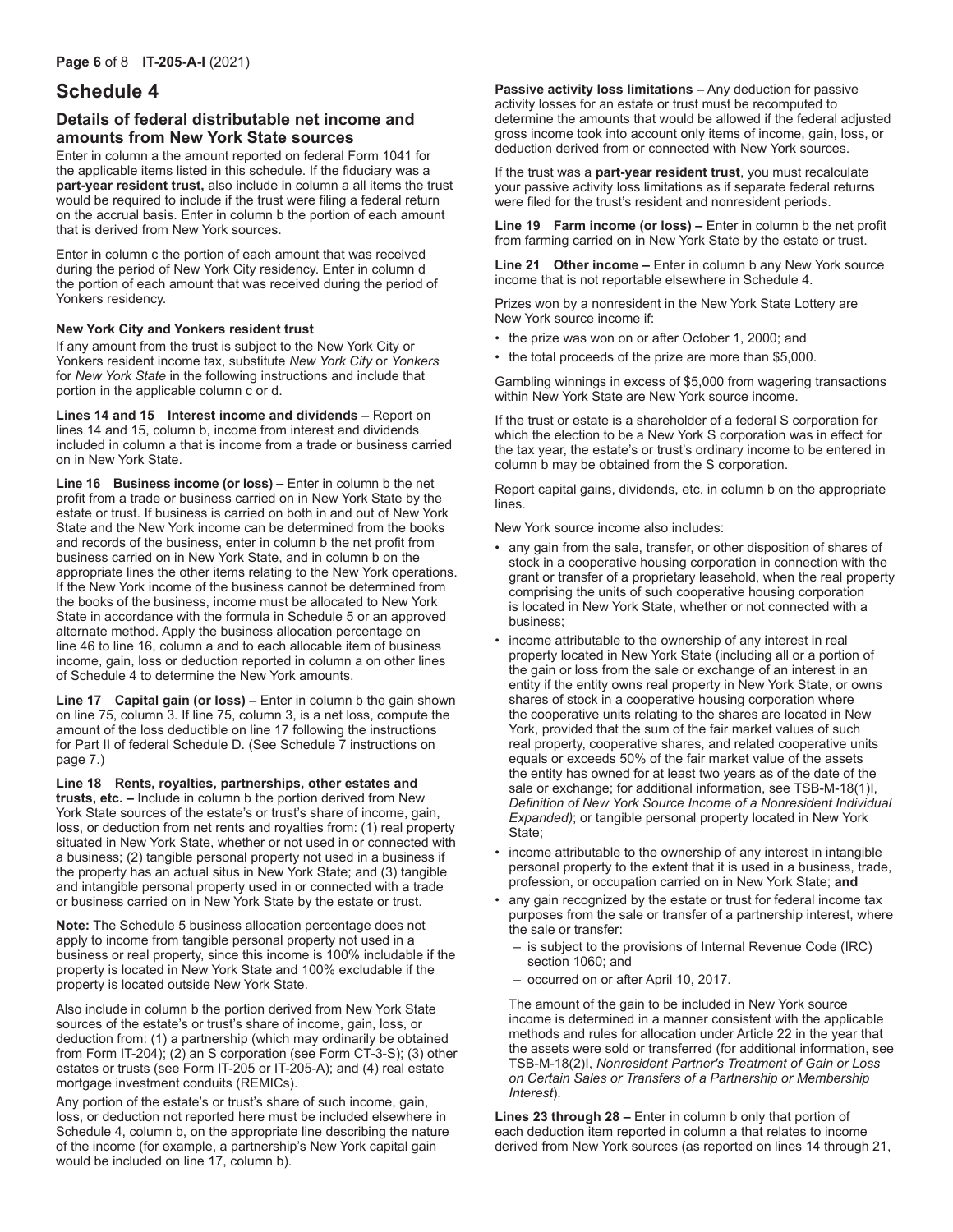# Schedule 4

## Details of federal distributable net income and amounts from New York State sources

Enter in column a the amount reported on federal Form 1041 for the applicable items listed in this schedule. If the fiduciary was a **part-year resident trust,** also include in column a all items the trust would be required to include if the trust were filing a federal return on the accrual basis. Enter in column b the portion of each amount that is derived from New York sources.

Enter in column c the portion of each amount that was received during the period of New York City residency. Enter in column d the portion of each amount that was received during the period of Yonkers residency.

**New York City and Yonkers resident trust**

If any amount from the trust is subject to the New York City or Yonkers resident income tax, substitute *New York City* or *Yonkers* for *New York State* in the following instructions and include that portion in the applicable column c or d.

**Lines 14 and 15 Interest income and dividends –** Report on lines 14 and 15, column b, income from interest and dividends included in column a that is income from a trade or business carried on in New York State.

**Line 16 Business income (or loss) –** Enter in column b the net profit from a trade or business carried on in New York State by the estate or trust. If business is carried on both in and out of New York State and the New York income can be determined from the books and records of the business, enter in column b the net profit from business carried on in New York State, and in column b on the appropriate lines the other items relating to the New York operations. If the New York income of the business cannot be determined from the books of the business, income must be allocated to New York State in accordance with the formula in Schedule 5 or an approved alternate method. Apply the business allocation percentage on line 46 to line 16, column a and to each allocable item of business income, gain, loss or deduction reported in column a on other lines of Schedule 4 to determine the New York amounts.

**Line 17 Capital gain (or loss) –** Enter in column b the gain shown on line 75, column 3. If line 75, column 3, is a net loss, compute the amount of the loss deductible on line 17 following the instructions for Part II of federal Schedule D. (See Schedule 7 instructions on page 7.)

**Line 18 Rents, royalties, partnerships, other estates and trusts, etc. –** Include in column b the portion derived from New York State sources of the estate's or trust's share of income, gain, loss, or deduction from net rents and royalties from: (1) real property situated in New York State, whether or not used in or connected with a business; (2) tangible personal property not used in a business if the property has an actual situs in New York State; and (3) tangible and intangible personal property used in or connected with a trade or business carried on in New York State by the estate or trust.

**Note:** The Schedule 5 business allocation percentage does not apply to income from tangible personal property not used in a business or real property, since this income is 100% includable if the property is located in New York State and 100% excludable if the property is located outside New York State.

Also include in column b the portion derived from New York State sources of the estate's or trust's share of income, gain, loss, or deduction from: (1) a partnership (which may ordinarily be obtained from Form IT-204); (2) an S corporation (see Form CT-3-S); (3) other estates or trusts (see Form IT-205 or IT-205-A); and (4) real estate mortgage investment conduits (REMICs).

Any portion of the estate's or trust's share of such income, gain, loss, or deduction not reported here must be included elsewhere in Schedule 4, column b, on the appropriate line describing the nature of the income (for example, a partnership's New York capital gain would be included on line 17, column b).

**Passive activity loss limitations –** Any deduction for passive activity losses for an estate or trust must be recomputed to determine the amounts that would be allowed if the federal adjusted gross income took into account only items of income, gain, loss, or deduction derived from or connected with New York sources.

If the trust was a **part-year resident trust**, you must recalculate your passive activity loss limitations as if separate federal returns were filed for the trust's resident and nonresident periods.

**Line 19 Farm income (or loss) –** Enter in column b the net profit from farming carried on in New York State by the estate or trust.

**Line 21 Other income –** Enter in column b any New York source income that is not reportable elsewhere in Schedule 4.

Prizes won by a nonresident in the New York State Lottery are New York source income if:

- the prize was won on or after October 1, 2000; and
- the total proceeds of the prize are more than $5,000.

Gambling winnings in excess of $5,000 from wagering transactions within New York State are New York source income.

If the trust or estate is a shareholder of a federal S corporation for which the election to be a New York S corporation was in effect for the tax year, the estate's or trust's ordinary income to be entered in column b may be obtained from the S corporation.

Report capital gains, dividends, etc. in column b on the appropriate lines.

New York source income also includes:

- any gain from the sale, transfer, or other disposition of shares of stock in a cooperative housing corporation in connection with the grant or transfer of a proprietary leasehold, when the real property comprising the units of such cooperative housing corporation is located in New York State, whether or not connected with a business;
- income attributable to the ownership of any interest in real property located in New York State (including all or a portion of the gain or loss from the sale or exchange of an interest in an entity if the entity owns real property in New York State, or owns shares of stock in a cooperative housing corporation where the cooperative units relating to the shares are located in New York, provided that the sum of the fair market values of such real property, cooperative shares, and related cooperative units equals or exceeds 50% of the fair market value of the assets the entity has owned for at least two years as of the date of the sale or exchange; for additional information, see TSB-M-18(1)I, *Definition of New York Source Income of a Nonresident Individual Expanded)*; or tangible personal property located in New York State;
- income attributable to the ownership of any interest in intangible personal property to the extent that it is used in a business, trade, profession, or occupation carried on in New York State; **and**
- any gain recognized by the estate or trust for federal income tax purposes from the sale or transfer of a partnership interest, where the sale or transfer:
  - is subject to the provisions of Internal Revenue Code (IRC) section 1060; and
  - occurred on or after April 10, 2017.

  The amount of the gain to be included in New York source income is determined in a manner consistent with the applicable methods and rules for allocation under Article 22 in the year that the assets were sold or transferred (for additional information, see TSB-M-18(2)I, *Nonresident Partner's Treatment of Gain or Loss on Certain Sales or Transfers of a Partnership or Membership Interest*).

**Lines 23 through 28 –** Enter in column b only that portion of each deduction item reported in column a that relates to income derived from New York sources (as reported on lines 14 through 21,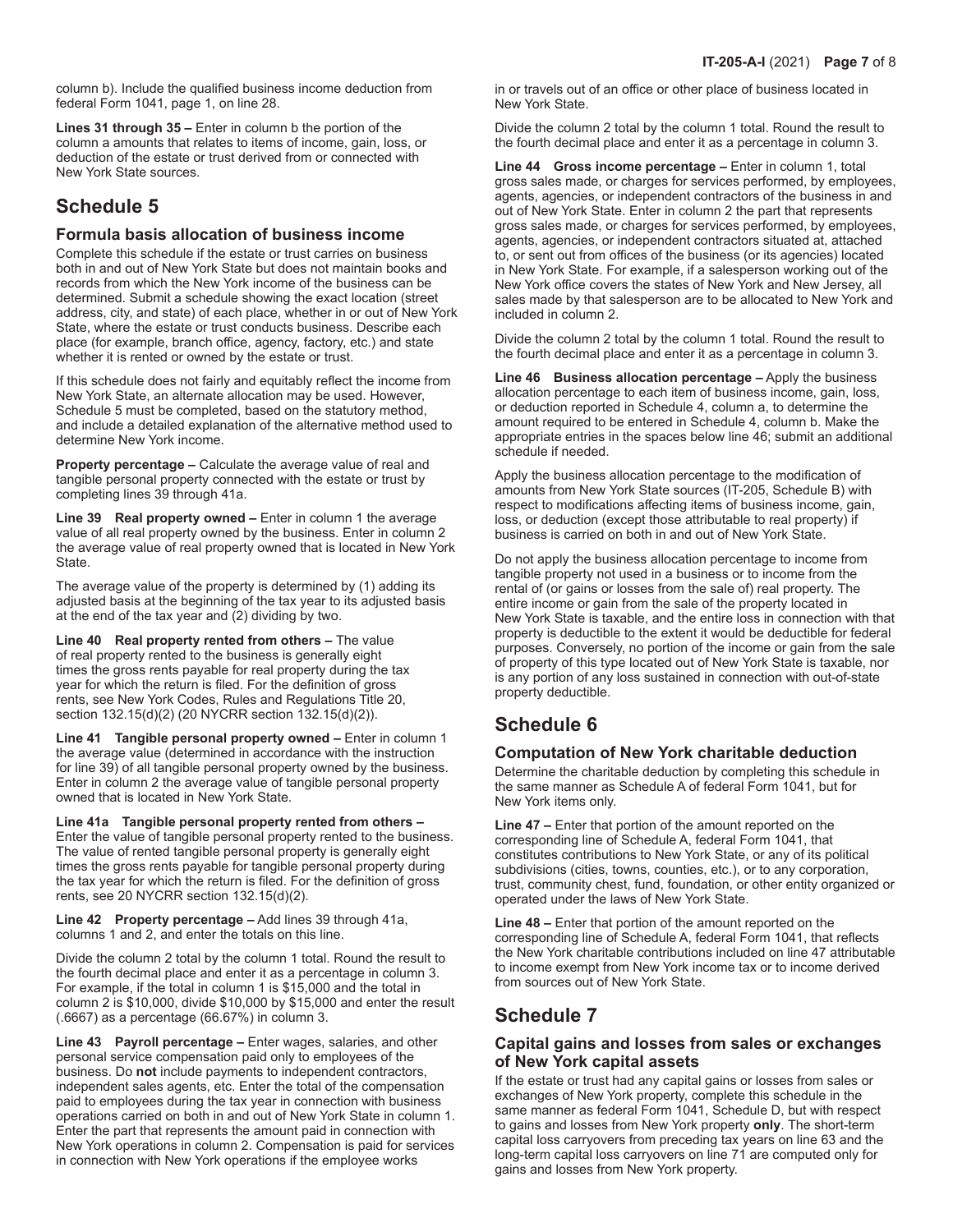column b). Include the qualified business income deduction from federal Form 1041, page 1, on line 28.

**Lines 31 through 35 –** Enter in column b the portion of the column a amounts that relates to items of income, gain, loss, or deduction of the estate or trust derived from or connected with New York State sources.

## Schedule 5

### Formula basis allocation of business income

Complete this schedule if the estate or trust carries on business both in and out of New York State but does not maintain books and records from which the New York income of the business can be determined. Submit a schedule showing the exact location (street address, city, and state) of each place, whether in or out of New York State, where the estate or trust conducts business. Describe each place (for example, branch office, agency, factory, etc.) and state whether it is rented or owned by the estate or trust.

If this schedule does not fairly and equitably reflect the income from New York State, an alternate allocation may be used. However, Schedule 5 must be completed, based on the statutory method, and include a detailed explanation of the alternative method used to determine New York income.

**Property percentage –** Calculate the average value of real and tangible personal property connected with the estate or trust by completing lines 39 through 41a.

**Line 39 Real property owned –** Enter in column 1 the average value of all real property owned by the business. Enter in column 2 the average value of real property owned that is located in New York State.

The average value of the property is determined by (1) adding its adjusted basis at the beginning of the tax year to its adjusted basis at the end of the tax year and (2) dividing by two.

**Line 40 Real property rented from others –** The value of real property rented to the business is generally eight times the gross rents payable for real property during the tax year for which the return is filed. For the definition of gross rents, see New York Codes, Rules and Regulations Title 20, section 132.15(d)(2) (20 NYCRR section 132.15(d)(2)).

**Line 41 Tangible personal property owned –** Enter in column 1 the average value (determined in accordance with the instruction for line 39) of all tangible personal property owned by the business. Enter in column 2 the average value of tangible personal property owned that is located in New York State.

**Line 41a Tangible personal property rented from others –** Enter the value of tangible personal property rented to the business. The value of rented tangible personal property is generally eight times the gross rents payable for tangible personal property during the tax year for which the return is filed. For the definition of gross rents, see 20 NYCRR section 132.15(d)(2).

**Line 42 Property percentage –** Add lines 39 through 41a, columns 1 and 2, and enter the totals on this line.

Divide the column 2 total by the column 1 total. Round the result to the fourth decimal place and enter it as a percentage in column 3. For example, if the total in column 1 is $15,000 and the total in column 2 is $10,000, divide $10,000 by $15,000 and enter the result (.6667) as a percentage (66.67%) in column 3.

**Line 43 Payroll percentage –** Enter wages, salaries, and other personal service compensation paid only to employees of the business. Do **not** include payments to independent contractors, independent sales agents, etc. Enter the total of the compensation paid to employees during the tax year in connection with business operations carried on both in and out of New York State in column 1. Enter the part that represents the amount paid in connection with New York operations in column 2. Compensation is paid for services in connection with New York operations if the employee works in or travels out of an office or other place of business located in New York State.

Divide the column 2 total by the column 1 total. Round the result to the fourth decimal place and enter it as a percentage in column 3.

**Line 44 Gross income percentage –** Enter in column 1, total gross sales made, or charges for services performed, by employees, agents, agencies, or independent contractors of the business in and out of New York State. Enter in column 2 the part that represents gross sales made, or charges for services performed, by employees, agents, agencies, or independent contractors situated at, attached to, or sent out from offices of the business (or its agencies) located in New York State. For example, if a salesperson working out of the New York office covers the states of New York and New Jersey, all sales made by that salesperson are to be allocated to New York and included in column 2.

Divide the column 2 total by the column 1 total. Round the result to the fourth decimal place and enter it as a percentage in column 3.

**Line 46 Business allocation percentage –** Apply the business allocation percentage to each item of business income, gain, loss, or deduction reported in Schedule 4, column a, to determine the amount required to be entered in Schedule 4, column b. Make the appropriate entries in the spaces below line 46; submit an additional schedule if needed.

Apply the business allocation percentage to the modification of amounts from New York State sources (IT-205, Schedule B) with respect to modifications affecting items of business income, gain, loss, or deduction (except those attributable to real property) if business is carried on both in and out of New York State.

Do not apply the business allocation percentage to income from tangible property not used in a business or to income from the rental of (or gains or losses from the sale of) real property. The entire income or gain from the sale of the property located in New York State is taxable, and the entire loss in connection with that property is deductible to the extent it would be deductible for federal purposes. Conversely, no portion of the income or gain from the sale of property of this type located out of New York State is taxable, nor is any portion of any loss sustained in connection with out-of-state property deductible.

## Schedule 6

### Computation of New York charitable deduction

Determine the charitable deduction by completing this schedule in the same manner as Schedule A of federal Form 1041, but for New York items only.

**Line 47 –** Enter that portion of the amount reported on the corresponding line of Schedule A, federal Form 1041, that constitutes contributions to New York State, or any of its political subdivisions (cities, towns, counties, etc.), or to any corporation, trust, community chest, fund, foundation, or other entity organized or operated under the laws of New York State.

**Line 48 –** Enter that portion of the amount reported on the corresponding line of Schedule A, federal Form 1041, that reflects the New York charitable contributions included on line 47 attributable to income exempt from New York income tax or to income derived from sources out of New York State.

## Schedule 7

### Capital gains and losses from sales or exchanges of New York capital assets

If the estate or trust had any capital gains or losses from sales or exchanges of New York property, complete this schedule in the same manner as federal Form 1041, Schedule D, but with respect to gains and losses from New York property **only**. The short-term capital loss carryovers from preceding tax years on line 63 and the long-term capital loss carryovers on line 71 are computed only for gains and losses from New York property.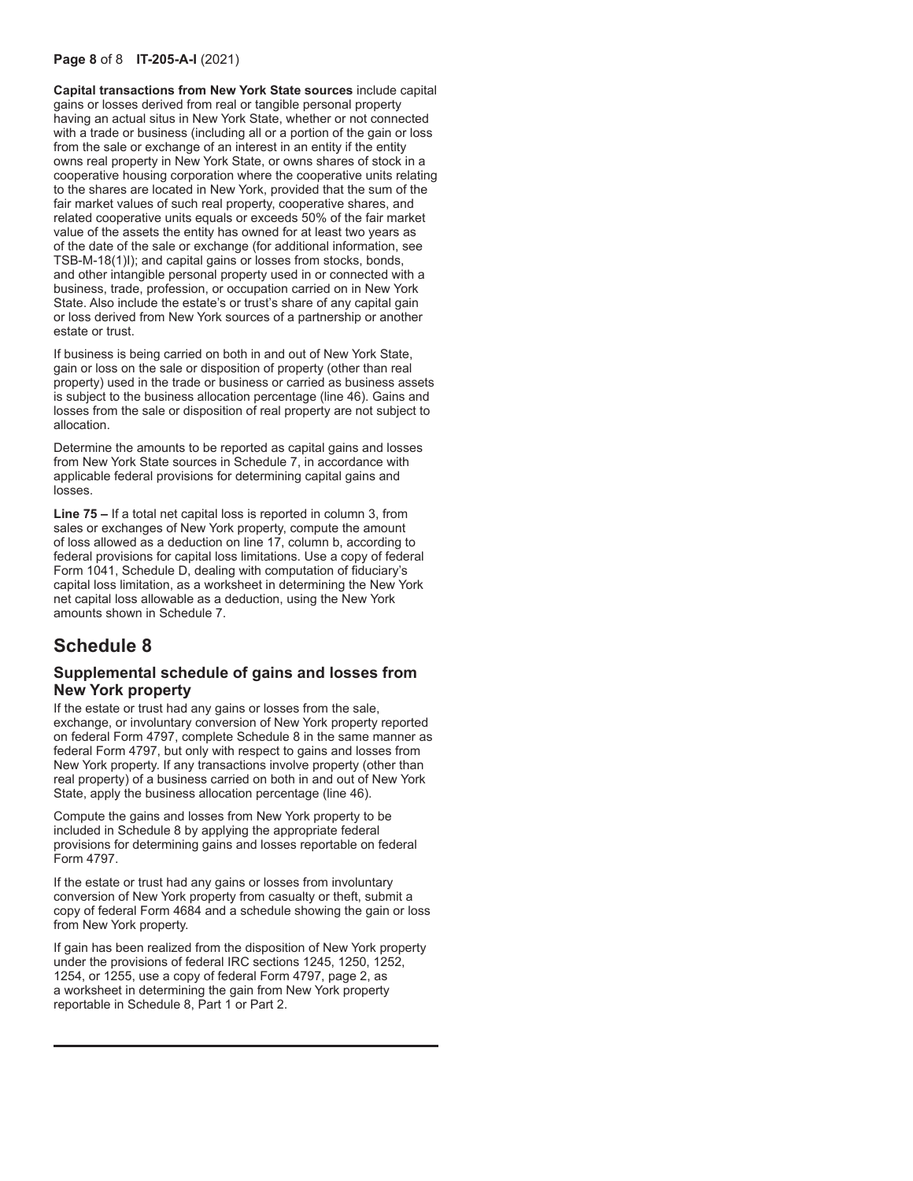**Capital transactions from New York State sources** include capital gains or losses derived from real or tangible personal property having an actual situs in New York State, whether or not connected with a trade or business (including all or a portion of the gain or loss from the sale or exchange of an interest in an entity if the entity owns real property in New York State, or owns shares of stock in a cooperative housing corporation where the cooperative units relating to the shares are located in New York, provided that the sum of the fair market values of such real property, cooperative shares, and related cooperative units equals or exceeds 50% of the fair market value of the assets the entity has owned for at least two years as of the date of the sale or exchange (for additional information, see TSB-M-18(1)I); and capital gains or losses from stocks, bonds, and other intangible personal property used in or connected with a business, trade, profession, or occupation carried on in New York State. Also include the estate's or trust's share of any capital gain or loss derived from New York sources of a partnership or another estate or trust.

If business is being carried on both in and out of New York State, gain or loss on the sale or disposition of property (other than real property) used in the trade or business or carried as business assets is subject to the business allocation percentage (line 46). Gains and losses from the sale or disposition of real property are not subject to allocation.

Determine the amounts to be reported as capital gains and losses from New York State sources in Schedule 7, in accordance with applicable federal provisions for determining capital gains and losses.

**Line 75 –** If a total net capital loss is reported in column 3, from sales or exchanges of New York property, compute the amount of loss allowed as a deduction on line 17, column b, according to federal provisions for capital loss limitations. Use a copy of federal Form 1041, Schedule D, dealing with computation of fiduciary's capital loss limitation, as a worksheet in determining the New York net capital loss allowable as a deduction, using the New York amounts shown in Schedule 7.

## Schedule 8

### Supplemental schedule of gains and losses from New York property

If the estate or trust had any gains or losses from the sale, exchange, or involuntary conversion of New York property reported on federal Form 4797, complete Schedule 8 in the same manner as federal Form 4797, but only with respect to gains and losses from New York property. If any transactions involve property (other than real property) of a business carried on both in and out of New York State, apply the business allocation percentage (line 46).

Compute the gains and losses from New York property to be included in Schedule 8 by applying the appropriate federal provisions for determining gains and losses reportable on federal Form 4797.

If the estate or trust had any gains or losses from involuntary conversion of New York property from casualty or theft, submit a copy of federal Form 4684 and a schedule showing the gain or loss from New York property.

If gain has been realized from the disposition of New York property under the provisions of federal IRC sections 1245, 1250, 1252, 1254, or 1255, use a copy of federal Form 4797, page 2, as a worksheet in determining the gain from New York property reportable in Schedule 8, Part 1 or Part 2.